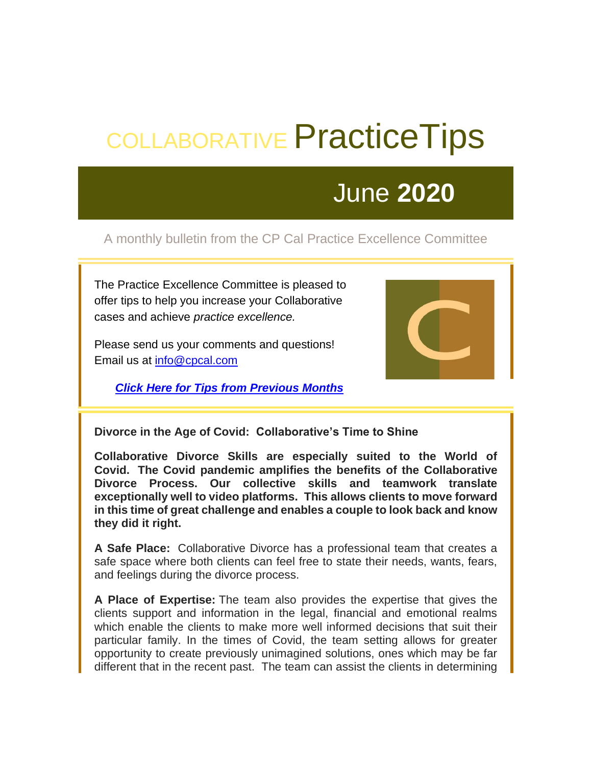# COLLABORATIVE PracticeTips

## June **2020**

A monthly bulletin from the CP Cal Practice Excellence Committee

The Practice Excellence Committee is pleased to offer tips to help you increase your Collaborative cases and achieve *practice excellence.*

Please send us your comments and questions! Email us at info@cpcal.com

***Click Here for Tips from Previous Months***

**Divorce in the Age of Covid: Collaborative's Time to Shine**

**Collaborative Divorce Skills are especially suited to the World of Covid. The Covid pandemic amplifies the benefits of the Collaborative Divorce Process. Our collective skills and teamwork translate exceptionally well to video platforms. This allows clients to move forward in this time of great challenge and enables a couple to look back and know they did it right.**

**A Safe Place:** Collaborative Divorce has a professional team that creates a safe space where both clients can feel free to state their needs, wants, fears, and feelings during the divorce process.

**A Place of Expertise:** The team also provides the expertise that gives the clients support and information in the legal, financial and emotional realms which enable the clients to make more well informed decisions that suit their particular family. In the times of Covid, the team setting allows for greater opportunity to create previously unimagined solutions, ones which may be far different that in the recent past. The team can assist the clients in determining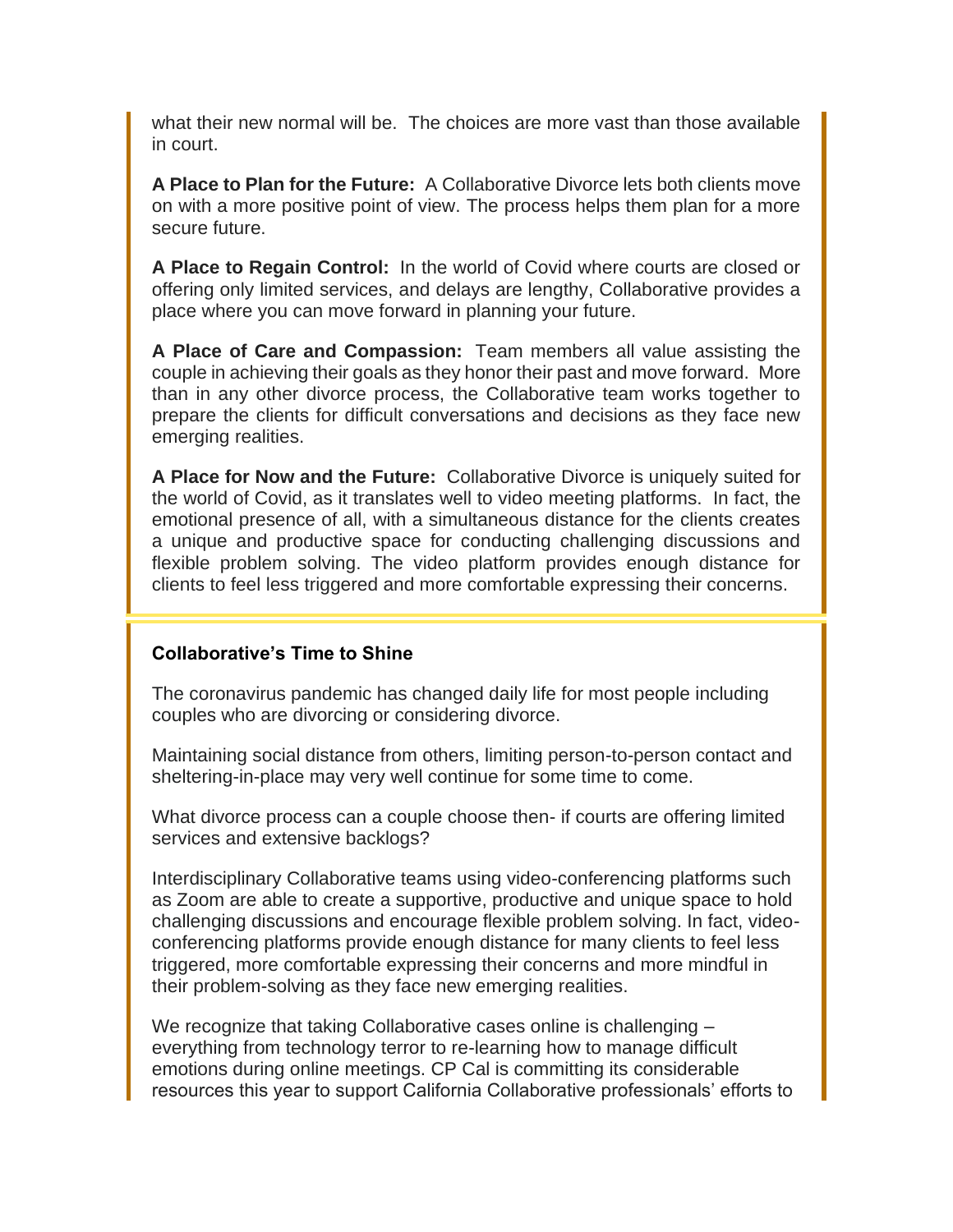what their new normal will be. The choices are more vast than those available in court.

**A Place to Plan for the Future:** A Collaborative Divorce lets both clients move on with a more positive point of view. The process helps them plan for a more secure future.

**A Place to Regain Control:** In the world of Covid where courts are closed or offering only limited services, and delays are lengthy, Collaborative provides a place where you can move forward in planning your future.

**A Place of Care and Compassion:** Team members all value assisting the couple in achieving their goals as they honor their past and move forward. More than in any other divorce process, the Collaborative team works together to prepare the clients for difficult conversations and decisions as they face new emerging realities.

**A Place for Now and the Future:** Collaborative Divorce is uniquely suited for the world of Covid, as it translates well to video meeting platforms. In fact, the emotional presence of all, with a simultaneous distance for the clients creates a unique and productive space for conducting challenging discussions and flexible problem solving. The video platform provides enough distance for clients to feel less triggered and more comfortable expressing their concerns.

### Collaborative's Time to Shine

The coronavirus pandemic has changed daily life for most people including couples who are divorcing or considering divorce.

Maintaining social distance from others, limiting person-to-person contact and sheltering-in-place may very well continue for some time to come.

What divorce process can a couple choose then- if courts are offering limited services and extensive backlogs?

Interdisciplinary Collaborative teams using video-conferencing platforms such as Zoom are able to create a supportive, productive and unique space to hold challenging discussions and encourage flexible problem solving. In fact, video-conferencing platforms provide enough distance for many clients to feel less triggered, more comfortable expressing their concerns and more mindful in their problem-solving as they face new emerging realities.

We recognize that taking Collaborative cases online is challenging – everything from technology terror to re-learning how to manage difficult emotions during online meetings. CP Cal is committing its considerable resources this year to support California Collaborative professionals' efforts to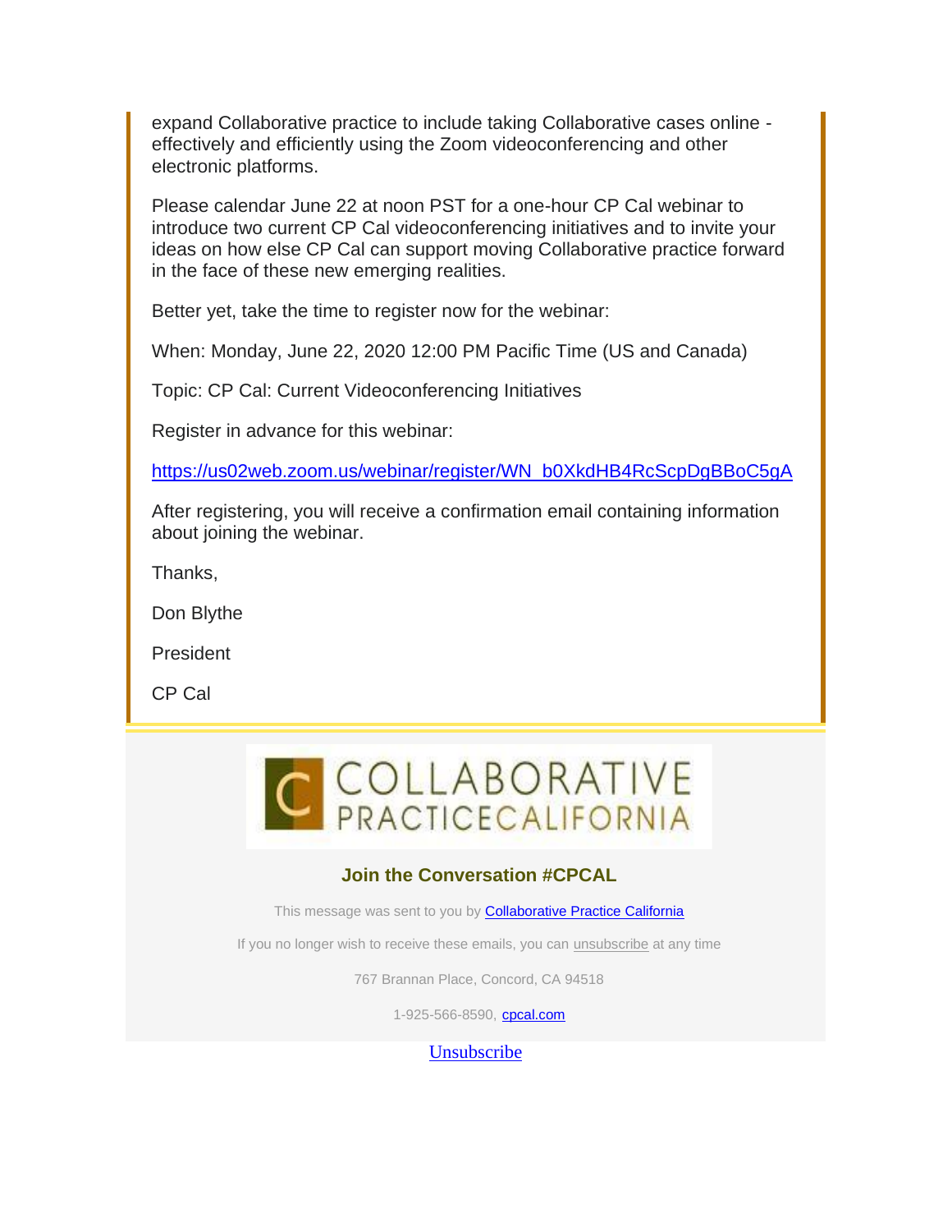expand Collaborative practice to include taking Collaborative cases online - effectively and efficiently using the Zoom videoconferencing and other electronic platforms.

Please calendar June 22 at noon PST for a one-hour CP Cal webinar to introduce two current CP Cal videoconferencing initiatives and to invite your ideas on how else CP Cal can support moving Collaborative practice forward in the face of these new emerging realities.

Better yet, take the time to register now for the webinar:

When: Monday, June 22, 2020 12:00 PM Pacific Time (US and Canada)

Topic: CP Cal: Current Videoconferencing Initiatives

Register in advance for this webinar:

https://us02web.zoom.us/webinar/register/WN_b0XkdHB4RcScpDgBBoC5gA

After registering, you will receive a confirmation email containing information about joining the webinar.

Thanks,

Don Blythe

President

CP Cal

COLLABORATIVE PRACTICECALIFORNIA

**Join the Conversation #CPCAL**

This message was sent to you by Collaborative Practice California

If you no longer wish to receive these emails, you can unsubscribe at any time

767 Brannan Place, Concord, CA 94518

1-925-566-8590, cpcal.com

Unsubscribe